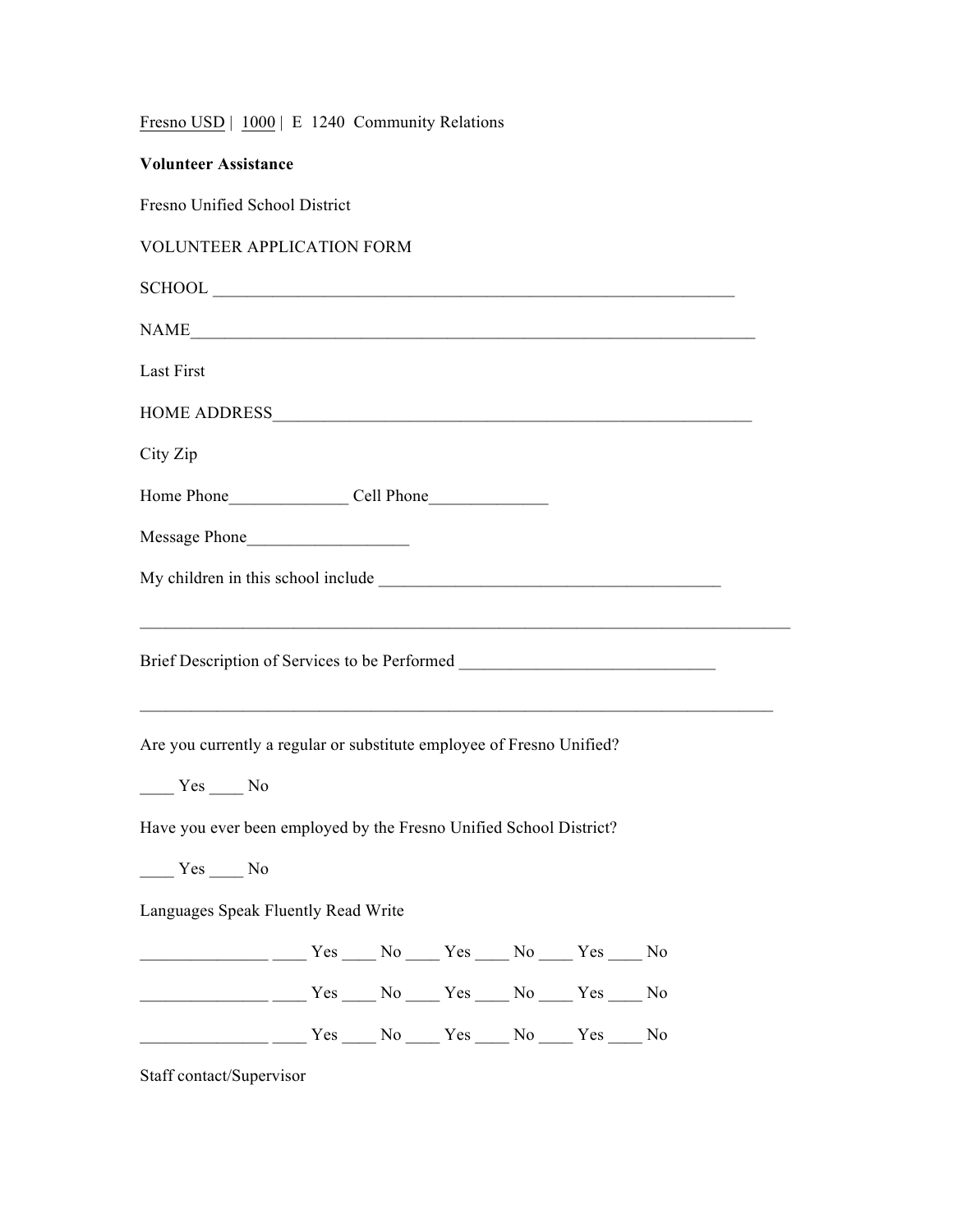Fresno USD | 1000 | E 1240 Community Relations

**Volunteer Assistance**

Fresno Unified School District

VOLUNTEER APPLICATION FORM

SCHOOL ______________________________________________________________

NAME__________________________________________________________________

Last First

HOME ADDRESS_________________________________________________________

City Zip

Home Phone_____________ Cell Phone_____________

Message Phone__________________

My children in this school include _______________________________________

___________________________________________________________________________

Brief Description of Services to be Performed _____________________________

___________________________________________________________________________

Are you currently a regular or substitute employee of Fresno Unified?

____ Yes ____ No

Have you ever been employed by the Fresno Unified School District?

____ Yes ____ No

| Languages | Speak Fluently | | Read | | Write | |
|---|---|---|---|---|---|---|
| _______________ | ____ Yes | ____ No | ____ Yes | ____ No | ____ Yes | ____ No |
| _______________ | ____ Yes | ____ No | ____ Yes | ____ No | ____ Yes | ____ No |
| _______________ | ____ Yes | ____ No | ____ Yes | ____ No | ____ Yes | ____ No |

Staff contact/Supervisor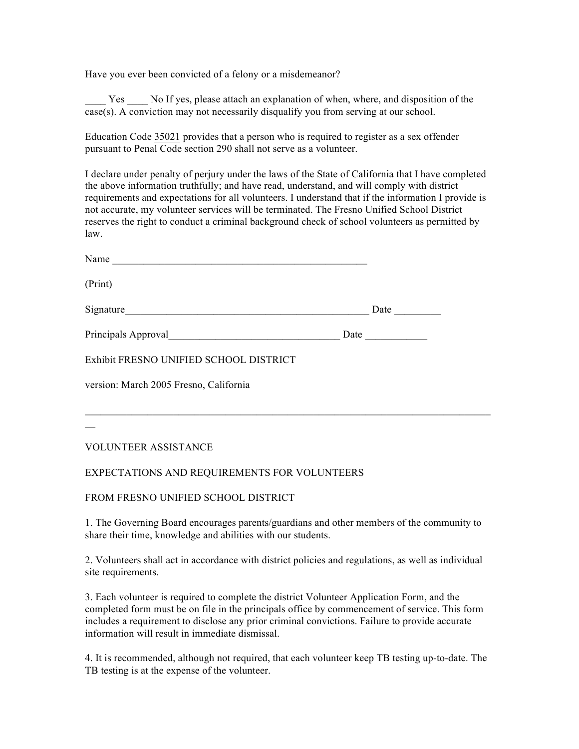Have you ever been convicted of a felony or a misdemeanor?

____ Yes ____ No If yes, please attach an explanation of when, where, and disposition of the case(s). A conviction may not necessarily disqualify you from serving at our school.

Education Code 35021 provides that a person who is required to register as a sex offender pursuant to Penal Code section 290 shall not serve as a volunteer.

I declare under penalty of perjury under the laws of the State of California that I have completed the above information truthfully; and have read, understand, and will comply with district requirements and expectations for all volunteers. I understand that if the information I provide is not accurate, my volunteer services will be terminated. The Fresno Unified School District reserves the right to conduct a criminal background check of school volunteers as permitted by law.

Name ____________________________________________________

(Print)

Signature_________________________________________________ Date _________

Principals Approval__________________________________ Date ____________

Exhibit FRESNO UNIFIED SCHOOL DISTRICT

version: March 2005 Fresno, California

---

VOLUNTEER ASSISTANCE

EXPECTATIONS AND REQUIREMENTS FOR VOLUNTEERS

FROM FRESNO UNIFIED SCHOOL DISTRICT

1. The Governing Board encourages parents/guardians and other members of the community to share their time, knowledge and abilities with our students.

2. Volunteers shall act in accordance with district policies and regulations, as well as individual site requirements.

3. Each volunteer is required to complete the district Volunteer Application Form, and the completed form must be on file in the principals office by commencement of service. This form includes a requirement to disclose any prior criminal convictions. Failure to provide accurate information will result in immediate dismissal.

4. It is recommended, although not required, that each volunteer keep TB testing up-to-date. The TB testing is at the expense of the volunteer.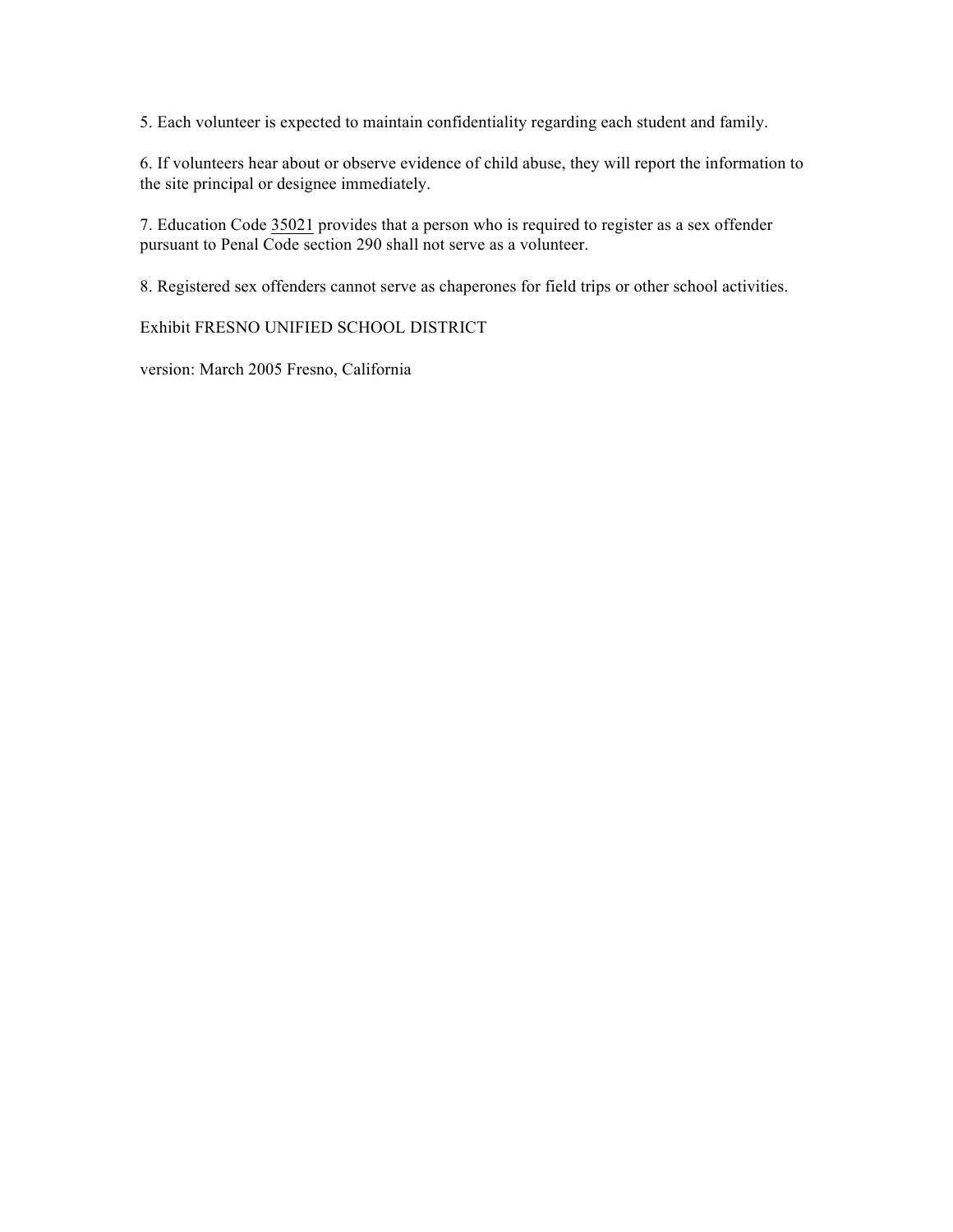5. Each volunteer is expected to maintain confidentiality regarding each student and family.

6. If volunteers hear about or observe evidence of child abuse, they will report the information to the site principal or designee immediately.

7. Education Code 35021 provides that a person who is required to register as a sex offender pursuant to Penal Code section 290 shall not serve as a volunteer.

8. Registered sex offenders cannot serve as chaperones for field trips or other school activities.

Exhibit FRESNO UNIFIED SCHOOL DISTRICT

version: March 2005 Fresno, California